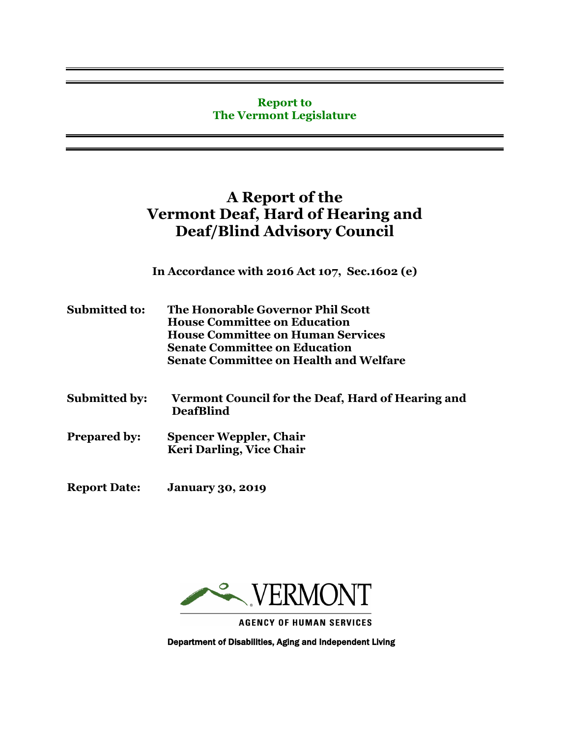**Report to**
**The Vermont Legislature**

# A Report of the Vermont Deaf, Hard of Hearing and Deaf/Blind Advisory Council

**In Accordance with 2016 Act 107, Sec.1602 (e)**

**Submitted to:** **The Honorable Governor Phil Scott**
**House Committee on Education**
**House Committee on Human Services**
**Senate Committee on Education**
**Senate Committee on Health and Welfare**

**Submitted by:** **Vermont Council for the Deaf, Hard of Hearing and DeafBlind**

**Prepared by:** **Spencer Weppler, Chair**
**Keri Darling, Vice Chair**

**Report Date:** **January 30, 2019**

VERMONT
AGENCY OF HUMAN SERVICES

Department of Disabilities, Aging and Independent Living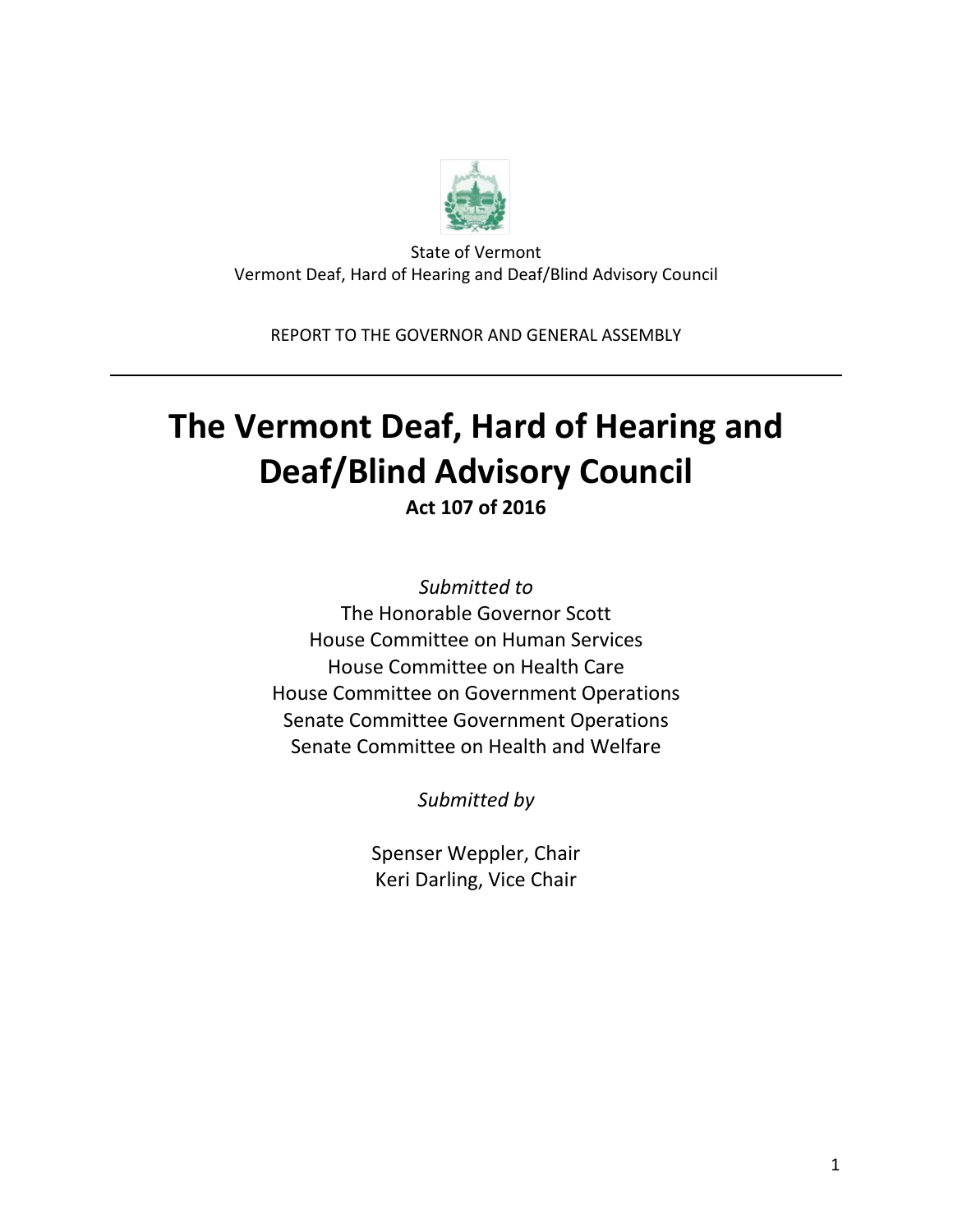State of Vermont
Vermont Deaf, Hard of Hearing and Deaf/Blind Advisory Council

REPORT TO THE GOVERNOR AND GENERAL ASSEMBLY

---

# The Vermont Deaf, Hard of Hearing and Deaf/Blind Advisory Council

**Act 107 of 2016**

*Submitted to*

The Honorable Governor Scott
House Committee on Human Services
House Committee on Health Care
House Committee on Government Operations
Senate Committee Government Operations
Senate Committee on Health and Welfare

*Submitted by*

Spenser Weppler, Chair
Keri Darling, Vice Chair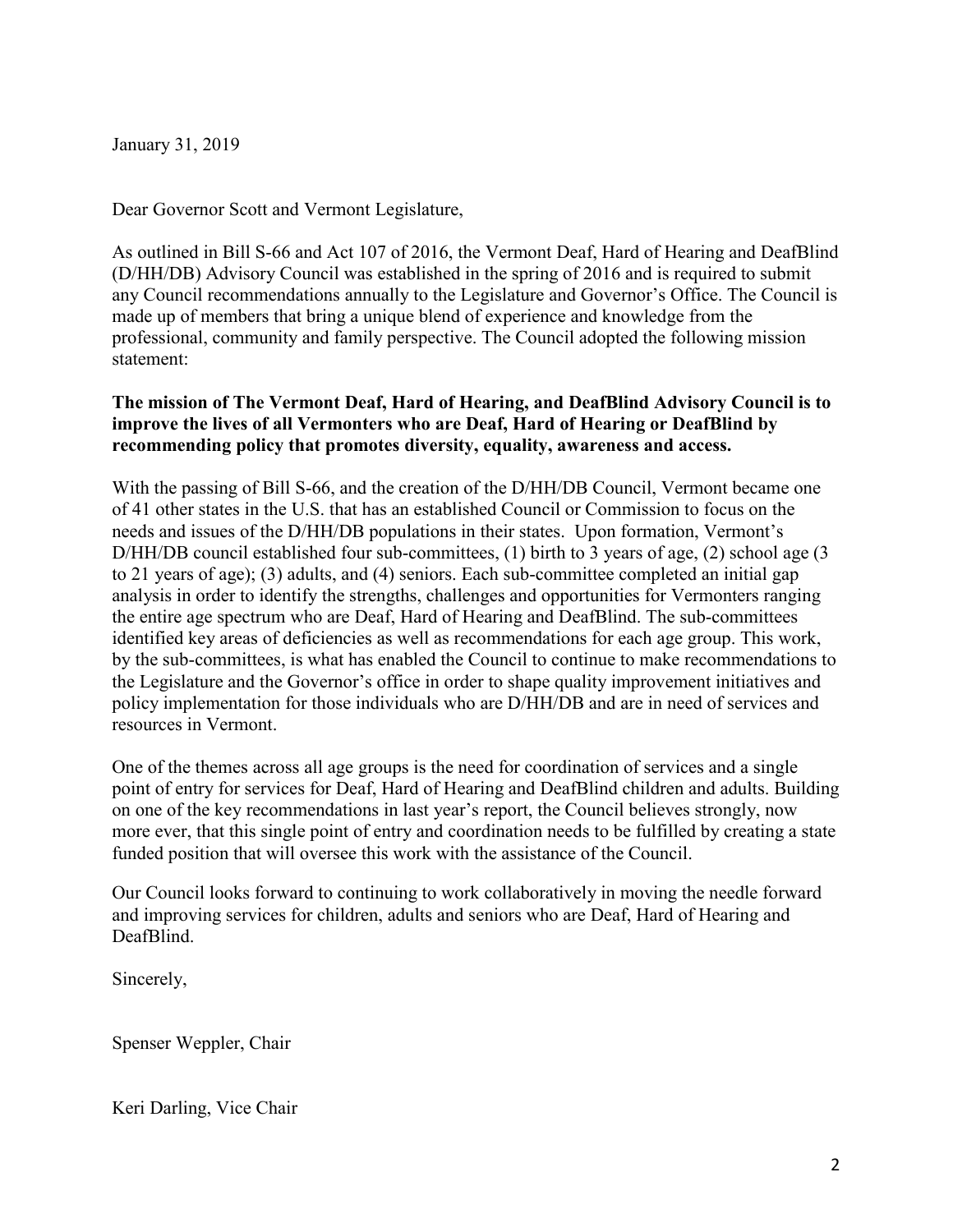January 31, 2019

Dear Governor Scott and Vermont Legislature,

As outlined in Bill S-66 and Act 107 of 2016, the Vermont Deaf, Hard of Hearing and DeafBlind (D/HH/DB) Advisory Council was established in the spring of 2016 and is required to submit any Council recommendations annually to the Legislature and Governor's Office. The Council is made up of members that bring a unique blend of experience and knowledge from the professional, community and family perspective. The Council adopted the following mission statement:

**The mission of The Vermont Deaf, Hard of Hearing, and DeafBlind Advisory Council is to improve the lives of all Vermonters who are Deaf, Hard of Hearing or DeafBlind by recommending policy that promotes diversity, equality, awareness and access.**

With the passing of Bill S-66, and the creation of the D/HH/DB Council, Vermont became one of 41 other states in the U.S. that has an established Council or Commission to focus on the needs and issues of the D/HH/DB populations in their states. Upon formation, Vermont's D/HH/DB council established four sub-committees, (1) birth to 3 years of age, (2) school age (3 to 21 years of age); (3) adults, and (4) seniors. Each sub-committee completed an initial gap analysis in order to identify the strengths, challenges and opportunities for Vermonters ranging the entire age spectrum who are Deaf, Hard of Hearing and DeafBlind. The sub-committees identified key areas of deficiencies as well as recommendations for each age group. This work, by the sub-committees, is what has enabled the Council to continue to make recommendations to the Legislature and the Governor's office in order to shape quality improvement initiatives and policy implementation for those individuals who are D/HH/DB and are in need of services and resources in Vermont.

One of the themes across all age groups is the need for coordination of services and a single point of entry for services for Deaf, Hard of Hearing and DeafBlind children and adults. Building on one of the key recommendations in last year's report, the Council believes strongly, now more ever, that this single point of entry and coordination needs to be fulfilled by creating a state funded position that will oversee this work with the assistance of the Council.

Our Council looks forward to continuing to work collaboratively in moving the needle forward and improving services for children, adults and seniors who are Deaf, Hard of Hearing and DeafBlind.

Sincerely,

Spenser Weppler, Chair

Keri Darling, Vice Chair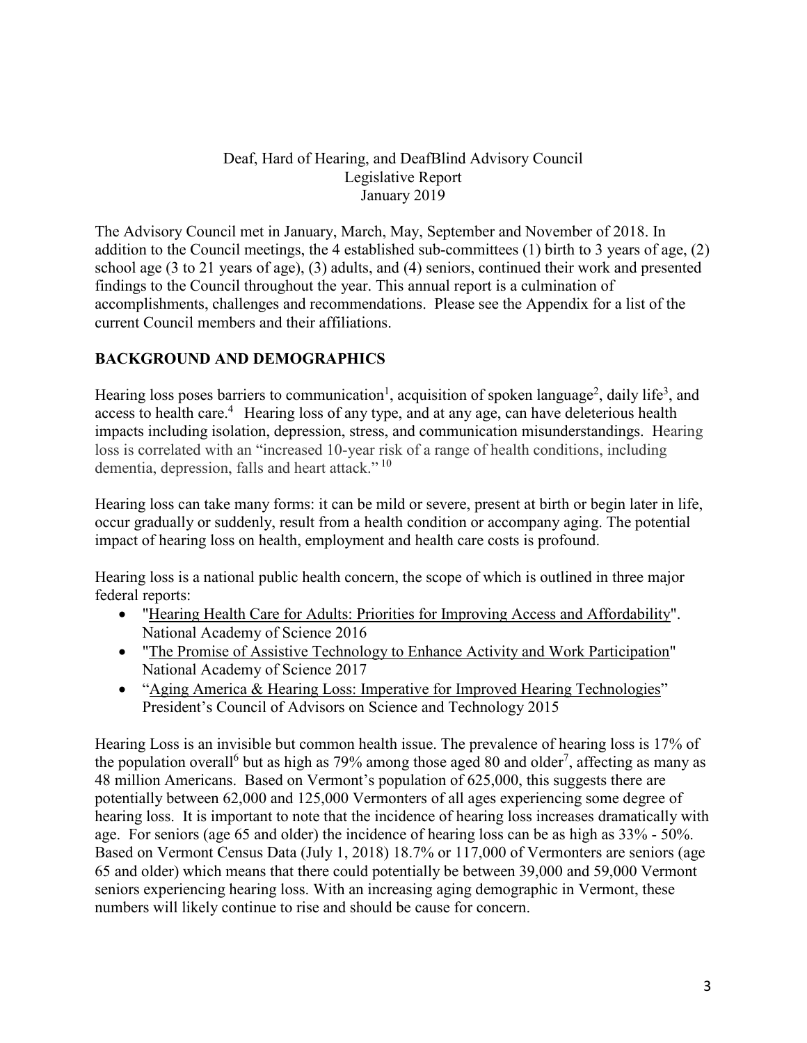Deaf, Hard of Hearing, and DeafBlind Advisory Council
Legislative Report
January 2019

The Advisory Council met in January, March, May, September and November of 2018. In addition to the Council meetings, the 4 established sub-committees (1) birth to 3 years of age, (2) school age (3 to 21 years of age), (3) adults, and (4) seniors, continued their work and presented findings to the Council throughout the year. This annual report is a culmination of accomplishments, challenges and recommendations. Please see the Appendix for a list of the current Council members and their affiliations.

## BACKGROUND AND DEMOGRAPHICS

Hearing loss poses barriers to communication[1], acquisition of spoken language[2], daily life[3], and access to health care.[4] Hearing loss of any type, and at any age, can have deleterious health impacts including isolation, depression, stress, and communication misunderstandings. Hearing loss is correlated with an "increased 10-year risk of a range of health conditions, including dementia, depression, falls and heart attack." [10]

Hearing loss can take many forms: it can be mild or severe, present at birth or begin later in life, occur gradually or suddenly, result from a health condition or accompany aging. The potential impact of hearing loss on health, employment and health care costs is profound.

Hearing loss is a national public health concern, the scope of which is outlined in three major federal reports:

- "Hearing Health Care for Adults: Priorities for Improving Access and Affordability". National Academy of Science 2016
- "The Promise of Assistive Technology to Enhance Activity and Work Participation" National Academy of Science 2017
- "Aging America & Hearing Loss: Imperative for Improved Hearing Technologies" President's Council of Advisors on Science and Technology 2015

Hearing Loss is an invisible but common health issue. The prevalence of hearing loss is 17% of the population overall[6] but as high as 79% among those aged 80 and older[7], affecting as many as 48 million Americans. Based on Vermont's population of 625,000, this suggests there are potentially between 62,000 and 125,000 Vermonters of all ages experiencing some degree of hearing loss. It is important to note that the incidence of hearing loss increases dramatically with age. For seniors (age 65 and older) the incidence of hearing loss can be as high as 33% - 50%. Based on Vermont Census Data (July 1, 2018) 18.7% or 117,000 of Vermonters are seniors (age 65 and older) which means that there could potentially be between 39,000 and 59,000 Vermont seniors experiencing hearing loss. With an increasing aging demographic in Vermont, these numbers will likely continue to rise and should be cause for concern.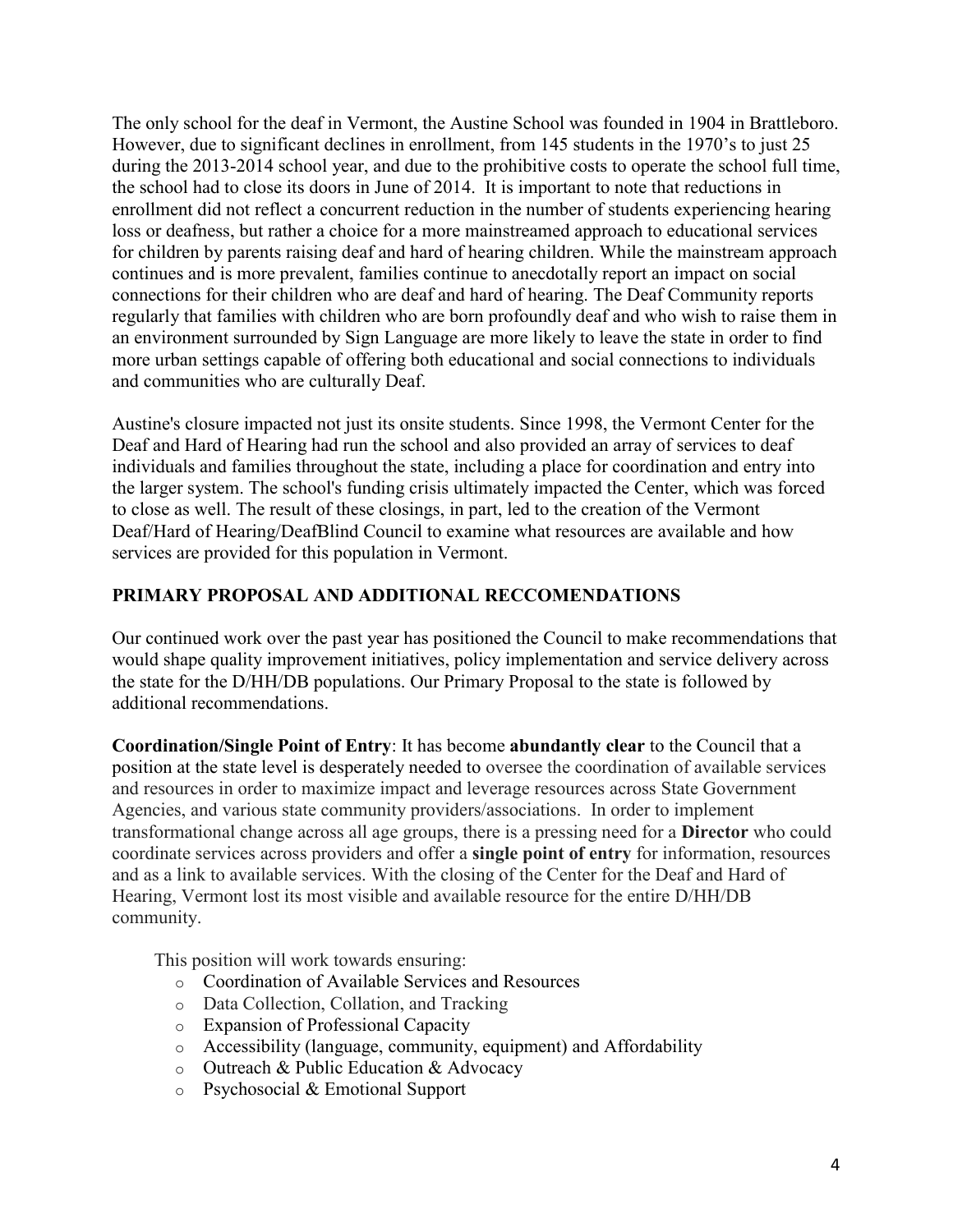The only school for the deaf in Vermont, the Austine School was founded in 1904 in Brattleboro. However, due to significant declines in enrollment, from 145 students in the 1970's to just 25 during the 2013-2014 school year, and due to the prohibitive costs to operate the school full time, the school had to close its doors in June of 2014. It is important to note that reductions in enrollment did not reflect a concurrent reduction in the number of students experiencing hearing loss or deafness, but rather a choice for a more mainstreamed approach to educational services for children by parents raising deaf and hard of hearing children. While the mainstream approach continues and is more prevalent, families continue to anecdotally report an impact on social connections for their children who are deaf and hard of hearing. The Deaf Community reports regularly that families with children who are born profoundly deaf and who wish to raise them in an environment surrounded by Sign Language are more likely to leave the state in order to find more urban settings capable of offering both educational and social connections to individuals and communities who are culturally Deaf.

Austine's closure impacted not just its onsite students. Since 1998, the Vermont Center for the Deaf and Hard of Hearing had run the school and also provided an array of services to deaf individuals and families throughout the state, including a place for coordination and entry into the larger system. The school's funding crisis ultimately impacted the Center, which was forced to close as well. The result of these closings, in part, led to the creation of the Vermont Deaf/Hard of Hearing/DeafBlind Council to examine what resources are available and how services are provided for this population in Vermont.

## PRIMARY PROPOSAL AND ADDITIONAL RECCOMENDATIONS

Our continued work over the past year has positioned the Council to make recommendations that would shape quality improvement initiatives, policy implementation and service delivery across the state for the D/HH/DB populations. Our Primary Proposal to the state is followed by additional recommendations.

**Coordination/Single Point of Entry**: It has become **abundantly clear** to the Council that a position at the state level is desperately needed to oversee the coordination of available services and resources in order to maximize impact and leverage resources across State Government Agencies, and various state community providers/associations. In order to implement transformational change across all age groups, there is a pressing need for a **Director** who could coordinate services across providers and offer a **single point of entry** for information, resources and as a link to available services. With the closing of the Center for the Deaf and Hard of Hearing, Vermont lost its most visible and available resource for the entire D/HH/DB community.

This position will work towards ensuring:

- Coordination of Available Services and Resources
- Data Collection, Collation, and Tracking
- Expansion of Professional Capacity
- Accessibility (language, community, equipment) and Affordability
- Outreach & Public Education & Advocacy
- Psychosocial & Emotional Support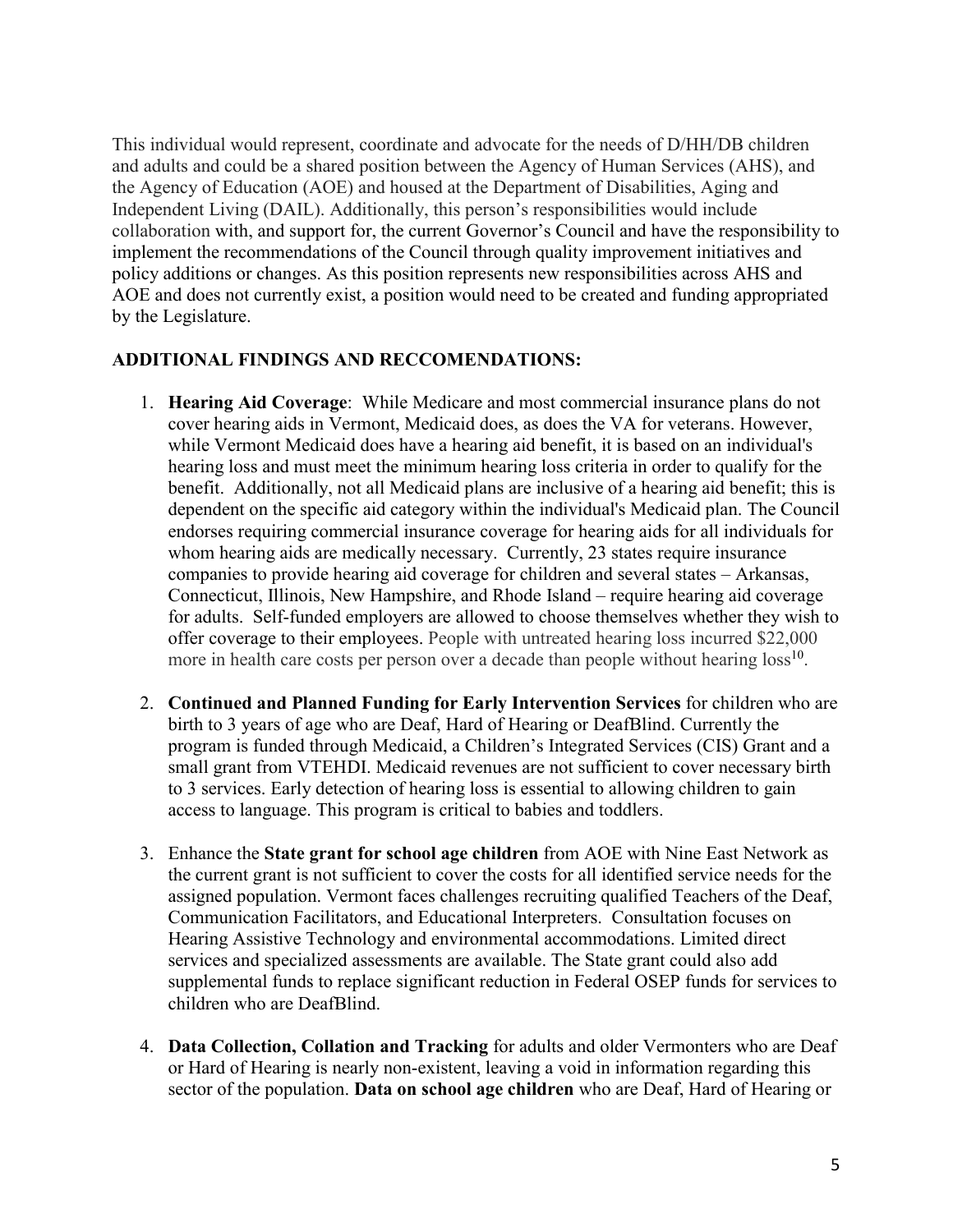This individual would represent, coordinate and advocate for the needs of D/HH/DB children and adults and could be a shared position between the Agency of Human Services (AHS), and the Agency of Education (AOE) and housed at the Department of Disabilities, Aging and Independent Living (DAIL). Additionally, this person's responsibilities would include collaboration with, and support for, the current Governor's Council and have the responsibility to implement the recommendations of the Council through quality improvement initiatives and policy additions or changes. As this position represents new responsibilities across AHS and AOE and does not currently exist, a position would need to be created and funding appropriated by the Legislature.

**ADDITIONAL FINDINGS AND RECCOMENDATIONS:**

1. **Hearing Aid Coverage**: While Medicare and most commercial insurance plans do not cover hearing aids in Vermont, Medicaid does, as does the VA for veterans. However, while Vermont Medicaid does have a hearing aid benefit, it is based on an individual's hearing loss and must meet the minimum hearing loss criteria in order to qualify for the benefit. Additionally, not all Medicaid plans are inclusive of a hearing aid benefit; this is dependent on the specific aid category within the individual's Medicaid plan. The Council endorses requiring commercial insurance coverage for hearing aids for all individuals for whom hearing aids are medically necessary. Currently, 23 states require insurance companies to provide hearing aid coverage for children and several states – Arkansas, Connecticut, Illinois, New Hampshire, and Rhode Island – require hearing aid coverage for adults. Self-funded employers are allowed to choose themselves whether they wish to offer coverage to their employees. People with untreated hearing loss incurred $22,000 more in health care costs per person over a decade than people without hearing loss[10].

2. **Continued and Planned Funding for Early Intervention Services** for children who are birth to 3 years of age who are Deaf, Hard of Hearing or DeafBlind. Currently the program is funded through Medicaid, a Children's Integrated Services (CIS) Grant and a small grant from VTEHDI. Medicaid revenues are not sufficient to cover necessary birth to 3 services. Early detection of hearing loss is essential to allowing children to gain access to language. This program is critical to babies and toddlers.

3. Enhance the **State grant for school age children** from AOE with Nine East Network as the current grant is not sufficient to cover the costs for all identified service needs for the assigned population. Vermont faces challenges recruiting qualified Teachers of the Deaf, Communication Facilitators, and Educational Interpreters. Consultation focuses on Hearing Assistive Technology and environmental accommodations. Limited direct services and specialized assessments are available. The State grant could also add supplemental funds to replace significant reduction in Federal OSEP funds for services to children who are DeafBlind.

4. **Data Collection, Collation and Tracking** for adults and older Vermonters who are Deaf or Hard of Hearing is nearly non-existent, leaving a void in information regarding this sector of the population. **Data on school age children** who are Deaf, Hard of Hearing or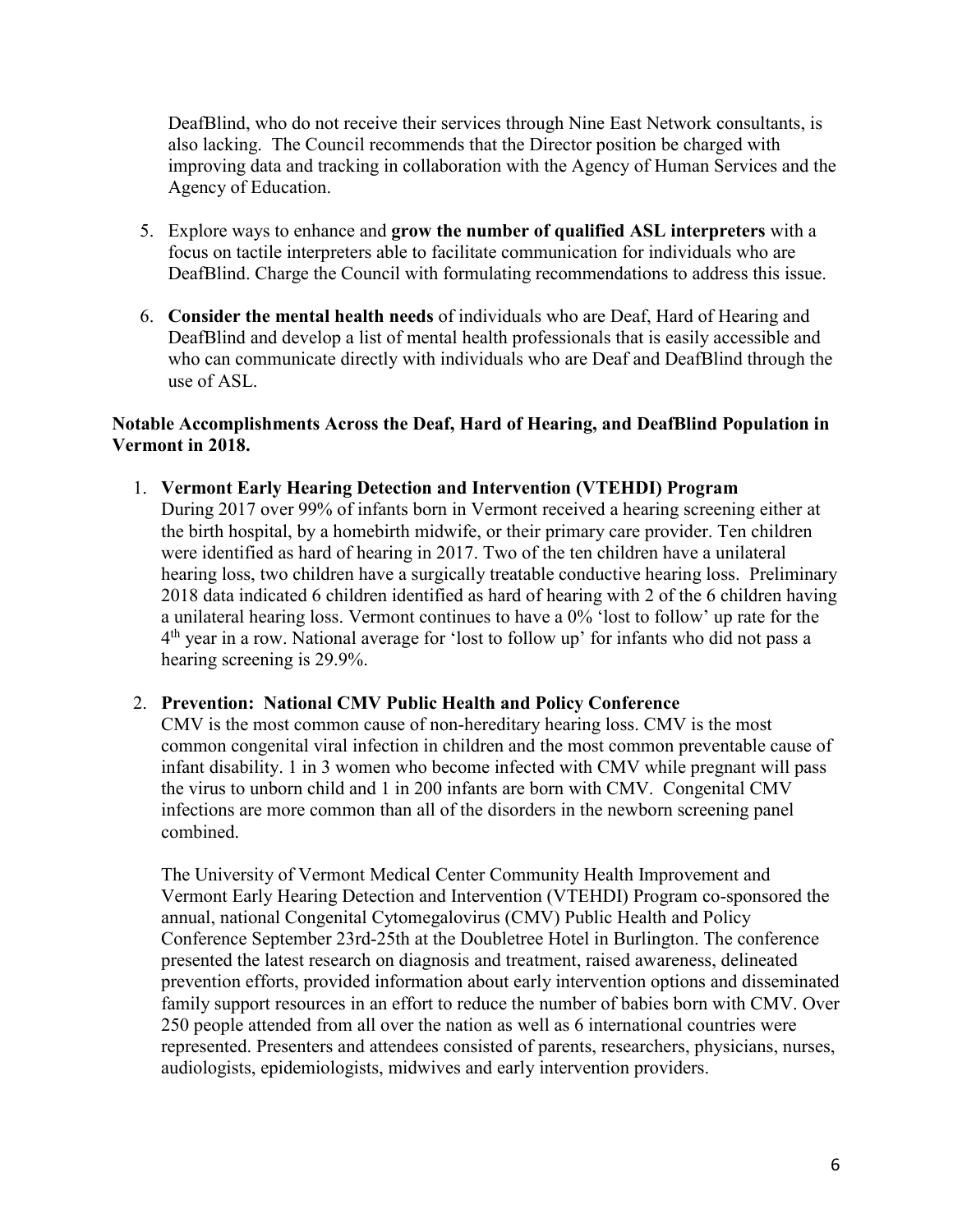DeafBlind, who do not receive their services through Nine East Network consultants, is also lacking. The Council recommends that the Director position be charged with improving data and tracking in collaboration with the Agency of Human Services and the Agency of Education.

5. Explore ways to enhance and **grow the number of qualified ASL interpreters** with a focus on tactile interpreters able to facilitate communication for individuals who are DeafBlind. Charge the Council with formulating recommendations to address this issue.

6. **Consider the mental health needs** of individuals who are Deaf, Hard of Hearing and DeafBlind and develop a list of mental health professionals that is easily accessible and who can communicate directly with individuals who are Deaf and DeafBlind through the use of ASL.

**Notable Accomplishments Across the Deaf, Hard of Hearing, and DeafBlind Population in Vermont in 2018.**

1. **Vermont Early Hearing Detection and Intervention (VTEHDI) Program**
   During 2017 over 99% of infants born in Vermont received a hearing screening either at the birth hospital, by a homebirth midwife, or their primary care provider. Ten children were identified as hard of hearing in 2017. Two of the ten children have a unilateral hearing loss, two children have a surgically treatable conductive hearing loss. Preliminary 2018 data indicated 6 children identified as hard of hearing with 2 of the 6 children having a unilateral hearing loss. Vermont continues to have a 0% 'lost to follow' up rate for the 4th year in a row. National average for 'lost to follow up' for infants who did not pass a hearing screening is 29.9%.

2. **Prevention: National CMV Public Health and Policy Conference**
   CMV is the most common cause of non-hereditary hearing loss. CMV is the most common congenital viral infection in children and the most common preventable cause of infant disability. 1 in 3 women who become infected with CMV while pregnant will pass the virus to unborn child and 1 in 200 infants are born with CMV. Congenital CMV infections are more common than all of the disorders in the newborn screening panel combined.

   The University of Vermont Medical Center Community Health Improvement and Vermont Early Hearing Detection and Intervention (VTEHDI) Program co-sponsored the annual, national Congenital Cytomegalovirus (CMV) Public Health and Policy Conference September 23rd-25th at the Doubletree Hotel in Burlington. The conference presented the latest research on diagnosis and treatment, raised awareness, delineated prevention efforts, provided information about early intervention options and disseminated family support resources in an effort to reduce the number of babies born with CMV. Over 250 people attended from all over the nation as well as 6 international countries were represented. Presenters and attendees consisted of parents, researchers, physicians, nurses, audiologists, epidemiologists, midwives and early intervention providers.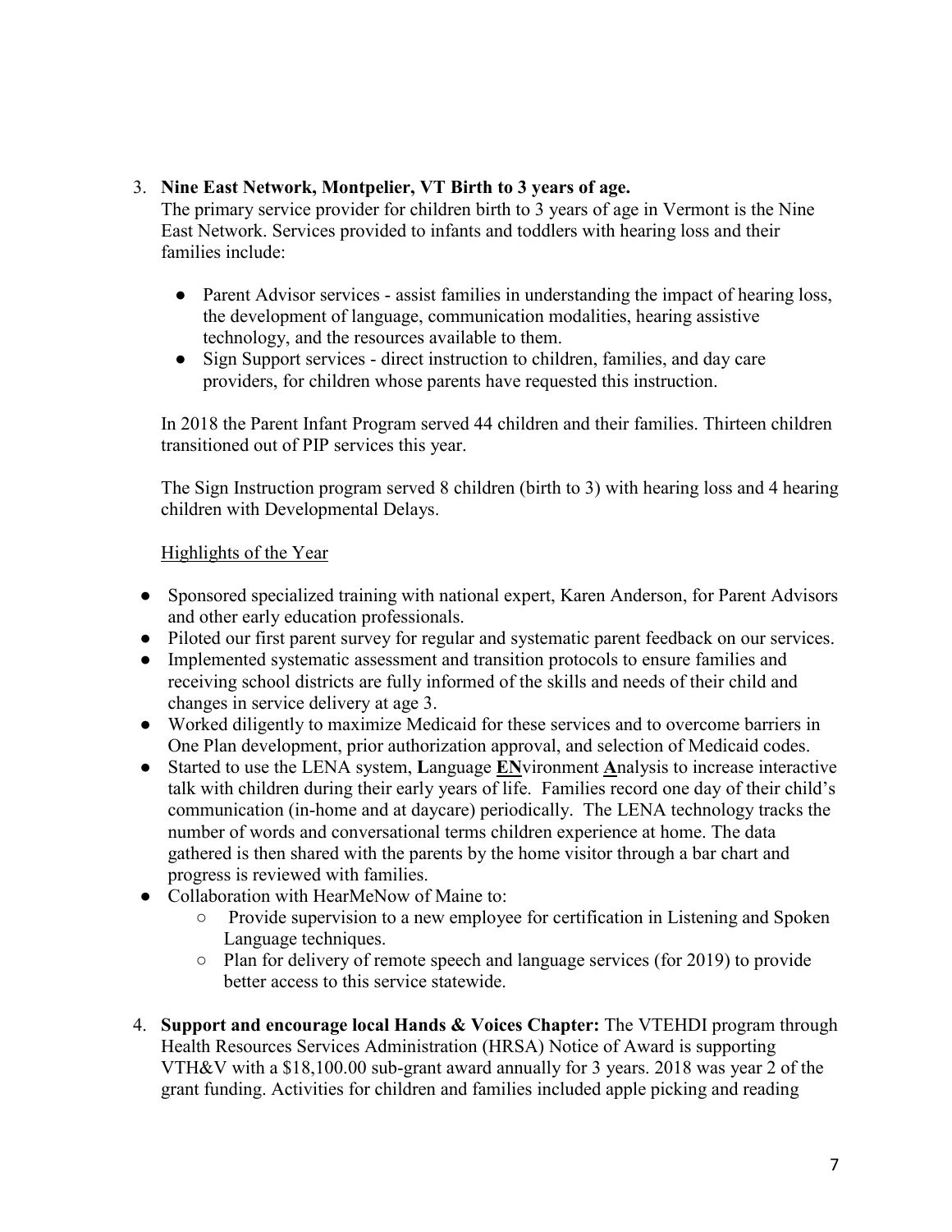3. **Nine East Network, Montpelier, VT Birth to 3 years of age.**
   The primary service provider for children birth to 3 years of age in Vermont is the Nine East Network. Services provided to infants and toddlers with hearing loss and their families include:

   - Parent Advisor services - assist families in understanding the impact of hearing loss, the development of language, communication modalities, hearing assistive technology, and the resources available to them.
   - Sign Support services - direct instruction to children, families, and day care providers, for children whose parents have requested this instruction.

   In 2018 the Parent Infant Program served 44 children and their families. Thirteen children transitioned out of PIP services this year.

   The Sign Instruction program served 8 children (birth to 3) with hearing loss and 4 hearing children with Developmental Delays.

   Highlights of the Year

   - Sponsored specialized training with national expert, Karen Anderson, for Parent Advisors and other early education professionals.
   - Piloted our first parent survey for regular and systematic parent feedback on our services.
   - Implemented systematic assessment and transition protocols to ensure families and receiving school districts are fully informed of the skills and needs of their child and changes in service delivery at age 3.
   - Worked diligently to maximize Medicaid for these services and to overcome barriers in One Plan development, prior authorization approval, and selection of Medicaid codes.
   - Started to use the LENA system, **L**anguage **EN**vironment **A**nalysis to increase interactive talk with children during their early years of life. Families record one day of their child's communication (in-home and at daycare) periodically. The LENA technology tracks the number of words and conversational terms children experience at home. The data gathered is then shared with the parents by the home visitor through a bar chart and progress is reviewed with families.
   - Collaboration with HearMeNow of Maine to:
     - Provide supervision to a new employee for certification in Listening and Spoken Language techniques.
     - Plan for delivery of remote speech and language services (for 2019) to provide better access to this service statewide.

4. **Support and encourage local Hands & Voices Chapter:** The VTEHDI program through Health Resources Services Administration (HRSA) Notice of Award is supporting VTH&V with a $18,100.00 sub-grant award annually for 3 years. 2018 was year 2 of the grant funding. Activities for children and families included apple picking and reading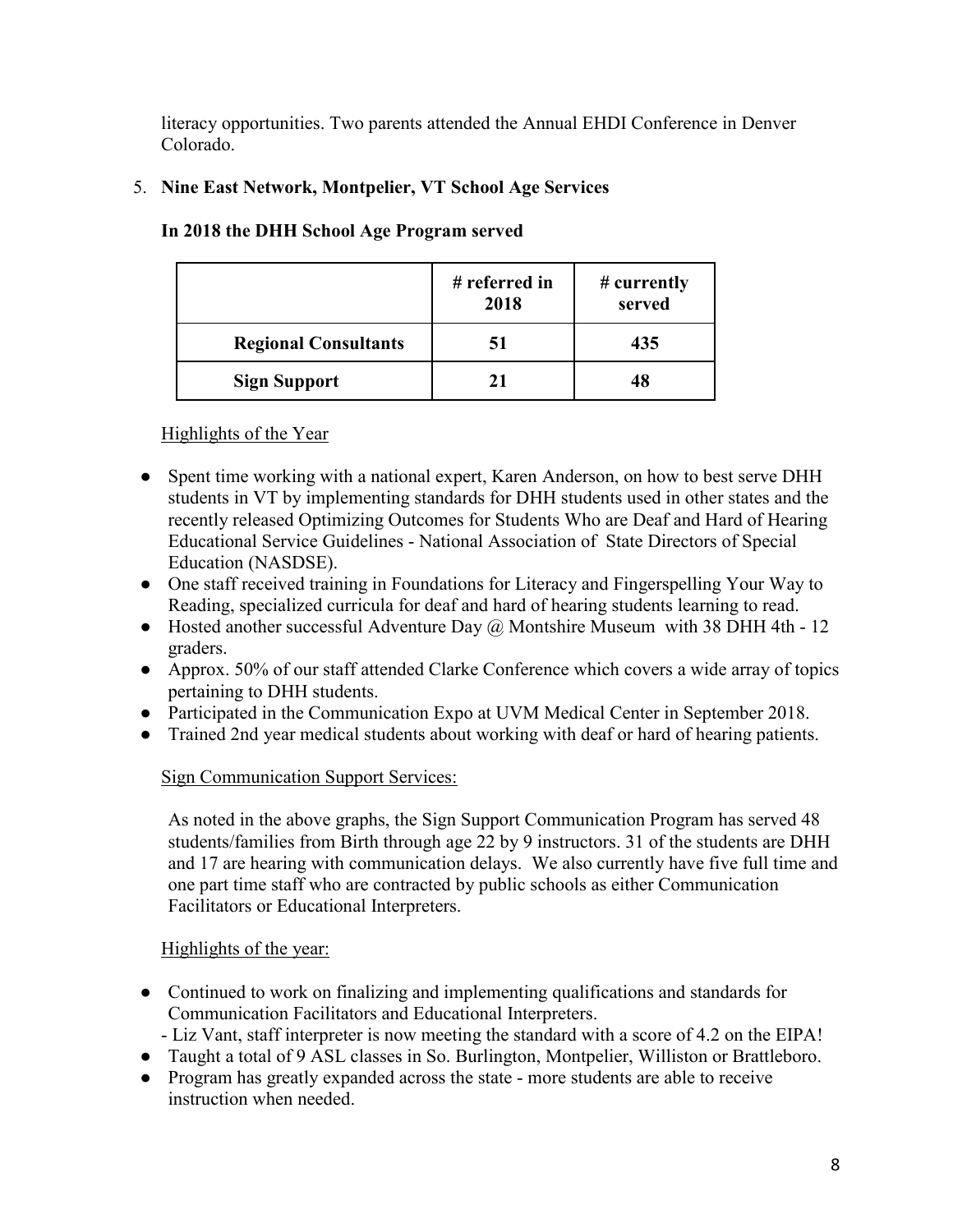literacy opportunities. Two parents attended the Annual EHDI Conference in Denver Colorado.

5. **Nine East Network, Montpelier, VT School Age Services**

**In 2018 the DHH School Age Program served**

| | # referred in 2018 | # currently served |
|---|---|---|
| **Regional Consultants** | **51** | **435** |
| **Sign Support** | **21** | **48** |

Highlights of the Year

- Spent time working with a national expert, Karen Anderson, on how to best serve DHH students in VT by implementing standards for DHH students used in other states and the recently released Optimizing Outcomes for Students Who are Deaf and Hard of Hearing Educational Service Guidelines - National Association of State Directors of Special Education (NASDSE).
- One staff received training in Foundations for Literacy and Fingerspelling Your Way to Reading, specialized curricula for deaf and hard of hearing students learning to read.
- Hosted another successful Adventure Day @ Montshire Museum with 38 DHH 4th - 12 graders.
- Approx. 50% of our staff attended Clarke Conference which covers a wide array of topics pertaining to DHH students.
- Participated in the Communication Expo at UVM Medical Center in September 2018.
- Trained 2nd year medical students about working with deaf or hard of hearing patients.

Sign Communication Support Services:

As noted in the above graphs, the Sign Support Communication Program has served 48 students/families from Birth through age 22 by 9 instructors. 31 of the students are DHH and 17 are hearing with communication delays. We also currently have five full time and one part time staff who are contracted by public schools as either Communication Facilitators or Educational Interpreters.

Highlights of the year:

- Continued to work on finalizing and implementing qualifications and standards for Communication Facilitators and Educational Interpreters.
  - Liz Vant, staff interpreter is now meeting the standard with a score of 4.2 on the EIPA!
- Taught a total of 9 ASL classes in So. Burlington, Montpelier, Williston or Brattleboro.
- Program has greatly expanded across the state - more students are able to receive instruction when needed.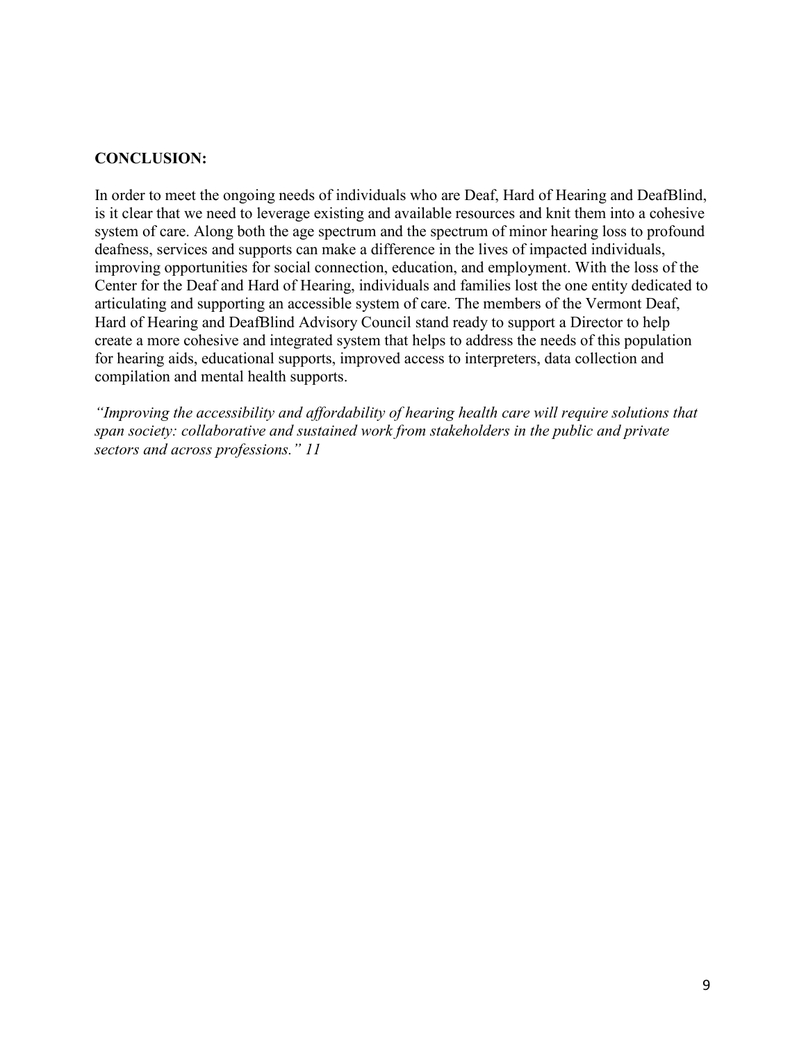**CONCLUSION:**

In order to meet the ongoing needs of individuals who are Deaf, Hard of Hearing and DeafBlind, is it clear that we need to leverage existing and available resources and knit them into a cohesive system of care. Along both the age spectrum and the spectrum of minor hearing loss to profound deafness, services and supports can make a difference in the lives of impacted individuals, improving opportunities for social connection, education, and employment. With the loss of the Center for the Deaf and Hard of Hearing, individuals and families lost the one entity dedicated to articulating and supporting an accessible system of care. The members of the Vermont Deaf, Hard of Hearing and DeafBlind Advisory Council stand ready to support a Director to help create a more cohesive and integrated system that helps to address the needs of this population for hearing aids, educational supports, improved access to interpreters, data collection and compilation and mental health supports.

*"Improving the accessibility and affordability of hearing health care will require solutions that span society: collaborative and sustained work from stakeholders in the public and private sectors and across professions." 11*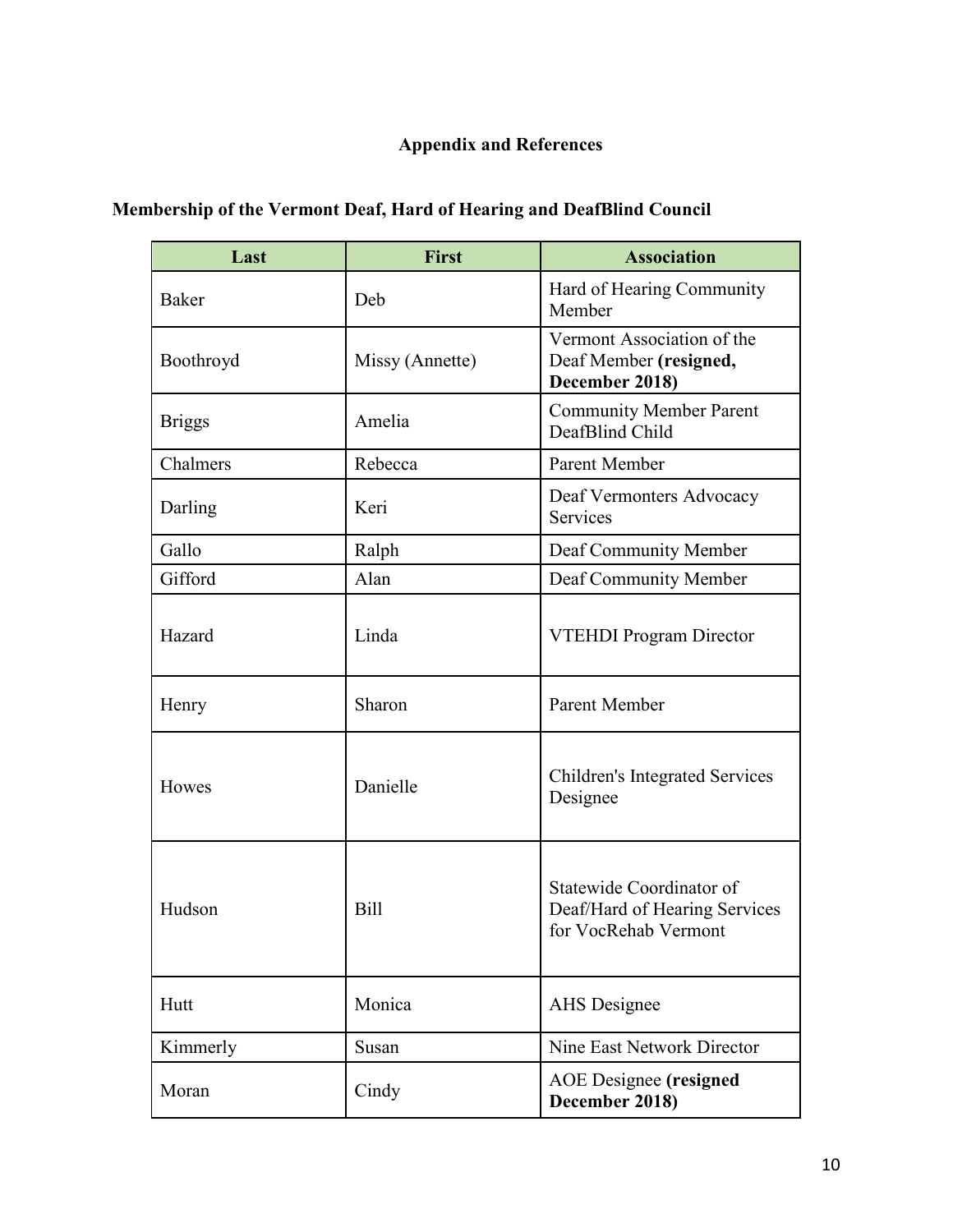# Appendix and References

## Membership of the Vermont Deaf, Hard of Hearing and DeafBlind Council

| Last | First | Association |
| --- | --- | --- |
| Baker | Deb | Hard of Hearing Community Member |
| Boothroyd | Missy (Annette) | Vermont Association of the Deaf Member **(resigned, December 2018)** |
| Briggs | Amelia | Community Member Parent DeafBlind Child |
| Chalmers | Rebecca | Parent Member |
| Darling | Keri | Deaf Vermonters Advocacy Services |
| Gallo | Ralph | Deaf Community Member |
| Gifford | Alan | Deaf Community Member |
| Hazard | Linda | VTEHDI Program Director |
| Henry | Sharon | Parent Member |
| Howes | Danielle | Children's Integrated Services Designee |
| Hudson | Bill | Statewide Coordinator of Deaf/Hard of Hearing Services for VocRehab Vermont |
| Hutt | Monica | AHS Designee |
| Kimmerly | Susan | Nine East Network Director |
| Moran | Cindy | AOE Designee **(resigned December 2018)** |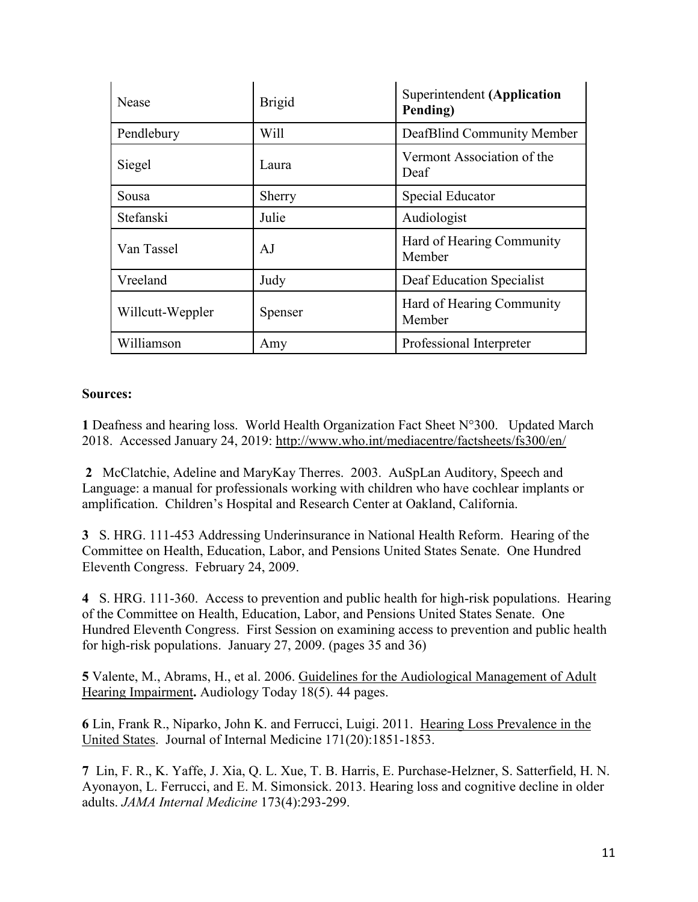| Nease | Brigid | Superintendent **(Application Pending)** |
|---|---|---|
| Pendlebury | Will | DeafBlind Community Member |
| Siegel | Laura | Vermont Association of the Deaf |
| Sousa | Sherry | Special Educator |
| Stefanski | Julie | Audiologist |
| Van Tassel | AJ | Hard of Hearing Community Member |
| Vreeland | Judy | Deaf Education Specialist |
| Willcutt-Weppler | Spenser | Hard of Hearing Community Member |
| Williamson | Amy | Professional Interpreter |

**Sources:**

**1** Deafness and hearing loss. World Health Organization Fact Sheet N°300. Updated March 2018. Accessed January 24, 2019: http://www.who.int/mediacentre/factsheets/fs300/en/

**2** McClatchie, Adeline and MaryKay Therres. 2003. AuSpLan Auditory, Speech and Language: a manual for professionals working with children who have cochlear implants or amplification. Children's Hospital and Research Center at Oakland, California.

**3** S. HRG. 111-453 Addressing Underinsurance in National Health Reform. Hearing of the Committee on Health, Education, Labor, and Pensions United States Senate. One Hundred Eleventh Congress. February 24, 2009.

**4** S. HRG. 111-360. Access to prevention and public health for high-risk populations. Hearing of the Committee on Health, Education, Labor, and Pensions United States Senate. One Hundred Eleventh Congress. First Session on examining access to prevention and public health for high-risk populations. January 27, 2009. (pages 35 and 36)

**5** Valente, M., Abrams, H., et al. 2006. Guidelines for the Audiological Management of Adult Hearing Impairment**.** Audiology Today 18(5). 44 pages.

**6** Lin, Frank R., Niparko, John K. and Ferrucci, Luigi. 2011. Hearing Loss Prevalence in the United States. Journal of Internal Medicine 171(20):1851-1853.

**7** Lin, F. R., K. Yaffe, J. Xia, Q. L. Xue, T. B. Harris, E. Purchase-Helzner, S. Satterfield, H. N. Ayonayon, L. Ferrucci, and E. M. Simonsick. 2013. Hearing loss and cognitive decline in older adults. *JAMA Internal Medicine* 173(4):293-299.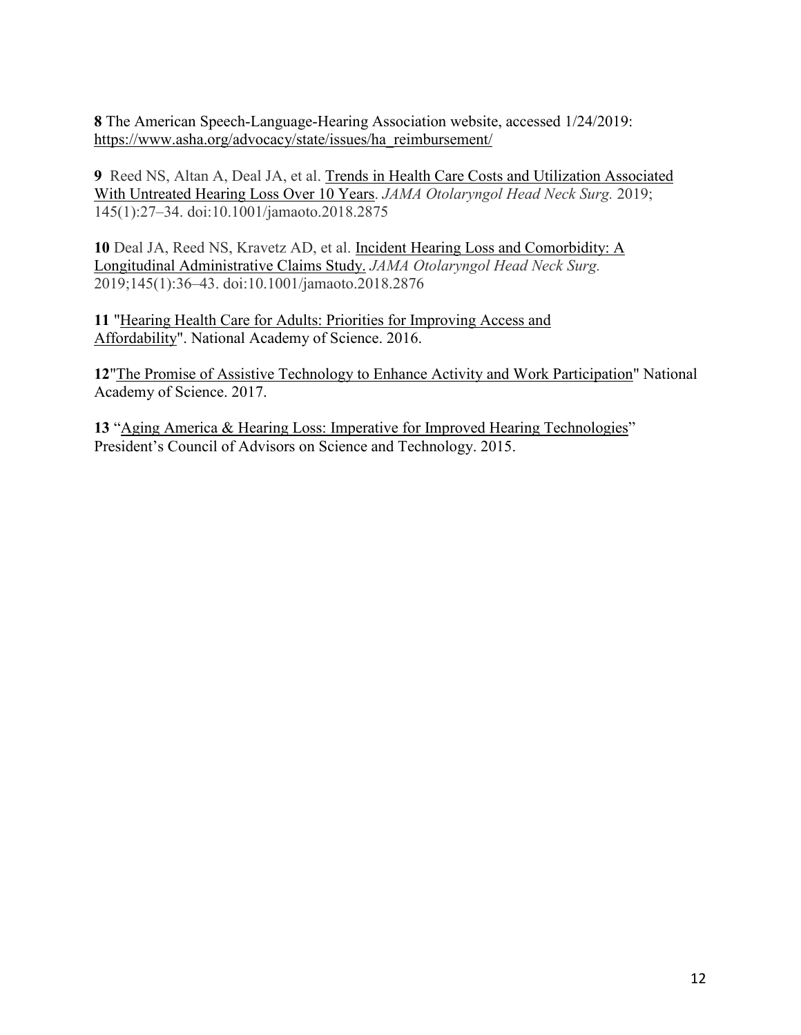**8** The American Speech-Language-Hearing Association website, accessed 1/24/2019: https://www.asha.org/advocacy/state/issues/ha_reimbursement/

**9** Reed NS, Altan A, Deal JA, et al. Trends in Health Care Costs and Utilization Associated With Untreated Hearing Loss Over 10 Years. *JAMA Otolaryngol Head Neck Surg.* 2019; 145(1):27–34. doi:10.1001/jamaoto.2018.2875

**10** Deal JA, Reed NS, Kravetz AD, et al. Incident Hearing Loss and Comorbidity: A Longitudinal Administrative Claims Study. *JAMA Otolaryngol Head Neck Surg.* 2019;145(1):36–43. doi:10.1001/jamaoto.2018.2876

**11** "Hearing Health Care for Adults: Priorities for Improving Access and Affordability". National Academy of Science. 2016.

**12**"The Promise of Assistive Technology to Enhance Activity and Work Participation" National Academy of Science. 2017.

**13** "Aging America & Hearing Loss: Imperative for Improved Hearing Technologies" President's Council of Advisors on Science and Technology. 2015.